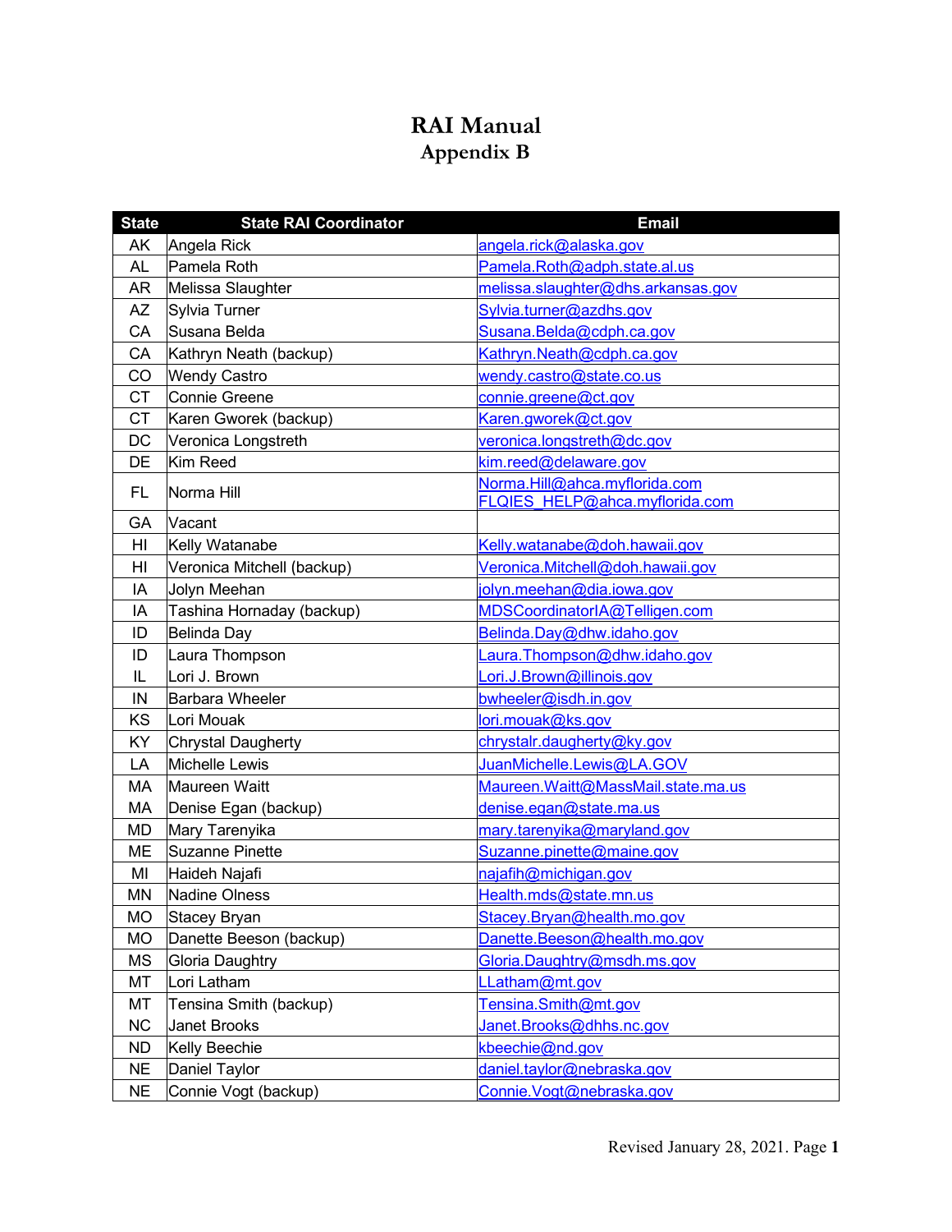# RAI Manual
## Appendix B

| State | State RAI Coordinator | Email |
|---|---|---|
| AK | Angela Rick | angela.rick@alaska.gov |
| AL | Pamela Roth | Pamela.Roth@adph.state.al.us |
| AR | Melissa Slaughter | melissa.slaughter@dhs.arkansas.gov |
| AZ | Sylvia Turner | Sylvia.turner@azdhs.gov |
| CA | Susana Belda | Susana.Belda@cdph.ca.gov |
| CA | Kathryn Neath (backup) | Kathryn.Neath@cdph.ca.gov |
| CO | Wendy Castro | wendy.castro@state.co.us |
| CT | Connie Greene | connie.greene@ct.gov |
| CT | Karen Gworek (backup) | Karen.gworek@ct.gov |
| DC | Veronica Longstreth | veronica.longstreth@dc.gov |
| DE | Kim Reed | kim.reed@delaware.gov |
| FL | Norma Hill | Norma.Hill@ahca.myflorida.com FLQIES_HELP@ahca.myflorida.com |
| GA | Vacant | |
| HI | Kelly Watanabe | Kelly.watanabe@doh.hawaii.gov |
| HI | Veronica Mitchell (backup) | Veronica.Mitchell@doh.hawaii.gov |
| IA | Jolyn Meehan | jolyn.meehan@dia.iowa.gov |
| IA | Tashina Hornaday (backup) | MDSCoordinatorIA@Telligen.com |
| ID | Belinda Day | Belinda.Day@dhw.idaho.gov |
| ID | Laura Thompson | Laura.Thompson@dhw.idaho.gov |
| IL | Lori J. Brown | Lori.J.Brown@illinois.gov |
| IN | Barbara Wheeler | bwheeler@isdh.in.gov |
| KS | Lori Mouak | lori.mouak@ks.gov |
| KY | Chrystal Daugherty | chrystalr.daugherty@ky.gov |
| LA | Michelle Lewis | JuanMichelle.Lewis@LA.GOV |
| MA | Maureen Waitt | Maureen.Waitt@MassMail.state.ma.us |
| MA | Denise Egan (backup) | denise.egan@state.ma.us |
| MD | Mary Tarenyika | mary.tarenyika@maryland.gov |
| ME | Suzanne Pinette | Suzanne.pinette@maine.gov |
| MI | Haideh Najafi | najafih@michigan.gov |
| MN | Nadine Olness | Health.mds@state.mn.us |
| MO | Stacey Bryan | Stacey.Bryan@health.mo.gov |
| MO | Danette Beeson (backup) | Danette.Beeson@health.mo.gov |
| MS | Gloria Daughtry | Gloria.Daughtry@msdh.ms.gov |
| MT | Lori Latham | LLatham@mt.gov |
| MT | Tensina Smith (backup) | Tensina.Smith@mt.gov |
| NC | Janet Brooks | Janet.Brooks@dhhs.nc.gov |
| ND | Kelly Beechie | kbeechie@nd.gov |
| NE | Daniel Taylor | daniel.taylor@nebraska.gov |
| NE | Connie Vogt (backup) | Connie.Vogt@nebraska.gov |

Revised January 28, 2021.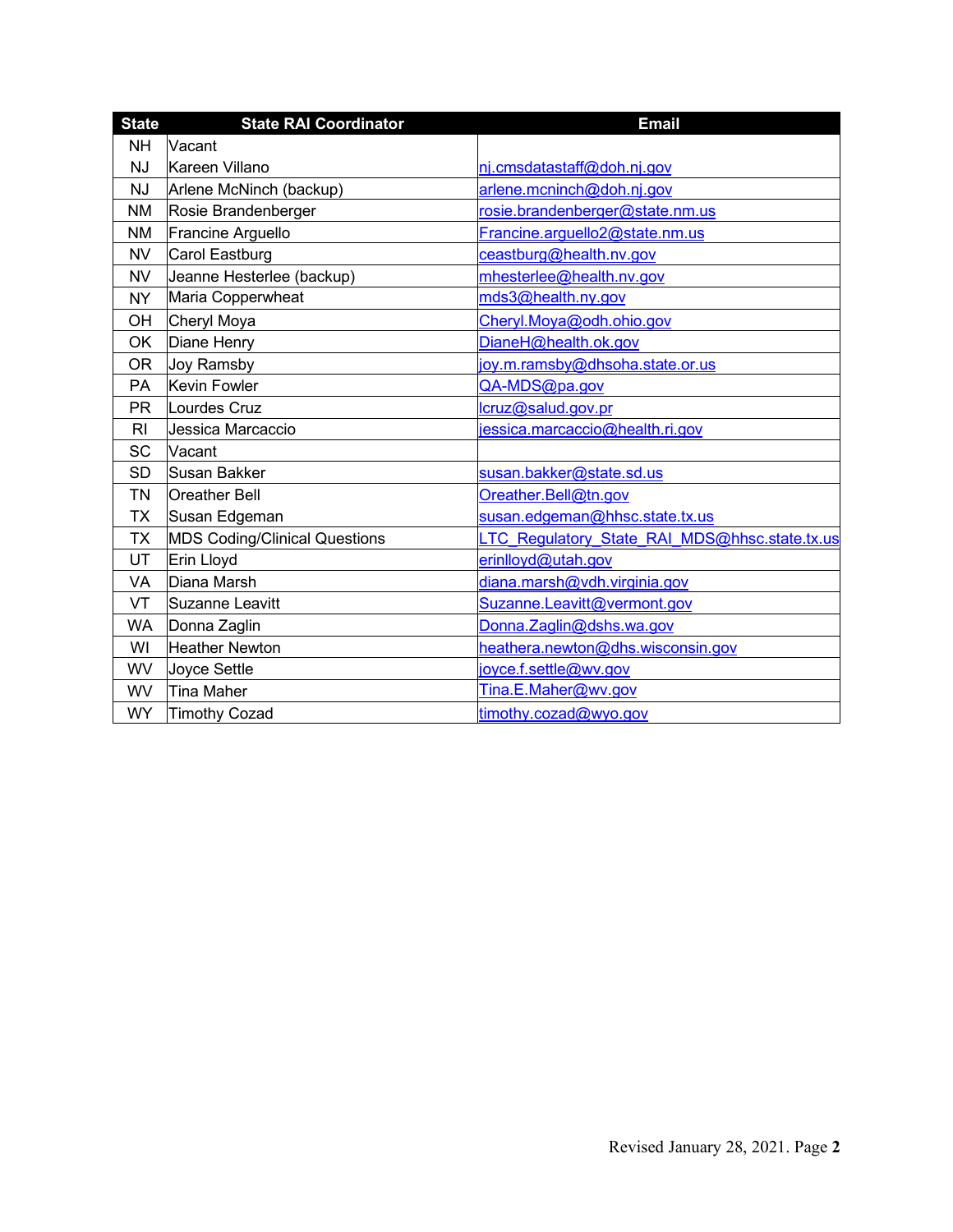| State | State RAI Coordinator | Email |
|---|---|---|
| NH | Vacant | |
| NJ | Kareen Villano | nj.cmsdatastaff@doh.nj.gov |
| NJ | Arlene McNinch (backup) | arlene.mcninch@doh.nj.gov |
| NM | Rosie Brandenberger | rosie.brandenberger@state.nm.us |
| NM | Francine Arguello | Francine.arguello2@state.nm.us |
| NV | Carol Eastburg | ceastburg@health.nv.gov |
| NV | Jeanne Hesterlee (backup) | mhesterlee@health.nv.gov |
| NY | Maria Copperwheat | mds3@health.ny.gov |
| OH | Cheryl Moya | Cheryl.Moya@odh.ohio.gov |
| OK | Diane Henry | DianeH@health.ok.gov |
| OR | Joy Ramsby | joy.m.ramsby@dhsoha.state.or.us |
| PA | Kevin Fowler | QA-MDS@pa.gov |
| PR | Lourdes Cruz | lcruz@salud.gov.pr |
| RI | Jessica Marcaccio | jessica.marcaccio@health.ri.gov |
| SC | Vacant | |
| SD | Susan Bakker | susan.bakker@state.sd.us |
| TN | Oreather Bell | Oreather.Bell@tn.gov |
| TX | Susan Edgeman | susan.edgeman@hhsc.state.tx.us |
| TX | MDS Coding/Clinical Questions | LTC_Regulatory_State_RAI_MDS@hhsc.state.tx.us |
| UT | Erin Lloyd | erinlloyd@utah.gov |
| VA | Diana Marsh | diana.marsh@vdh.virginia.gov |
| VT | Suzanne Leavitt | Suzanne.Leavitt@vermont.gov |
| WA | Donna Zaglin | Donna.Zaglin@dshs.wa.gov |
| WI | Heather Newton | heathera.newton@dhs.wisconsin.gov |
| WV | Joyce Settle | joyce.f.settle@wv.gov |
| WV | Tina Maher | Tina.E.Maher@wv.gov |
| WY | Timothy Cozad | timothy.cozad@wyo.gov |

Revised January 28, 2021.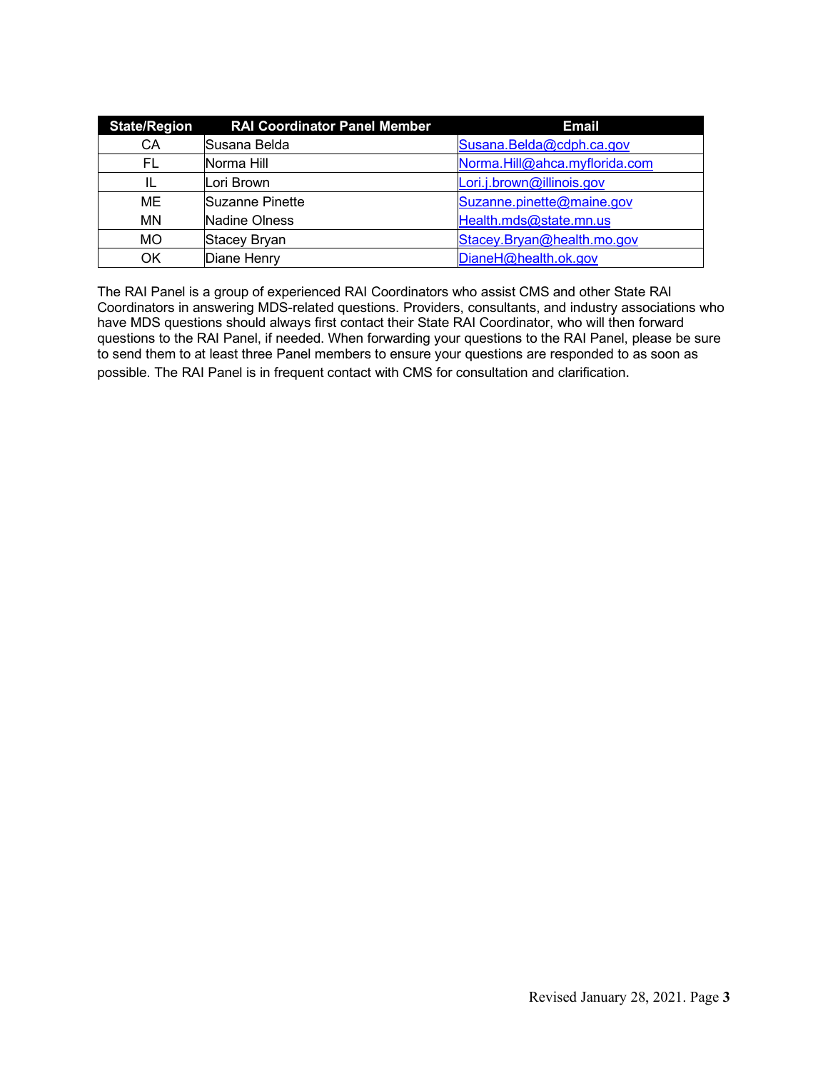| State/Region | RAI Coordinator Panel Member | Email |
| --- | --- | --- |
| CA | Susana Belda | Susana.Belda@cdph.ca.gov |
| FL | Norma Hill | Norma.Hill@ahca.myflorida.com |
| IL | Lori Brown | Lori.j.brown@illinois.gov |
| ME | Suzanne Pinette | Suzanne.pinette@maine.gov |
| MN | Nadine Olness | Health.mds@state.mn.us |
| MO | Stacey Bryan | Stacey.Bryan@health.mo.gov |
| OK | Diane Henry | DianeH@health.ok.gov |

The RAI Panel is a group of experienced RAI Coordinators who assist CMS and other State RAI Coordinators in answering MDS-related questions. Providers, consultants, and industry associations who have MDS questions should always first contact their State RAI Coordinator, who will then forward questions to the RAI Panel, if needed. When forwarding your questions to the RAI Panel, please be sure to send them to at least three Panel members to ensure your questions are responded to as soon as possible. The RAI Panel is in frequent contact with CMS for consultation and clarification.

Revised January 28, 2021.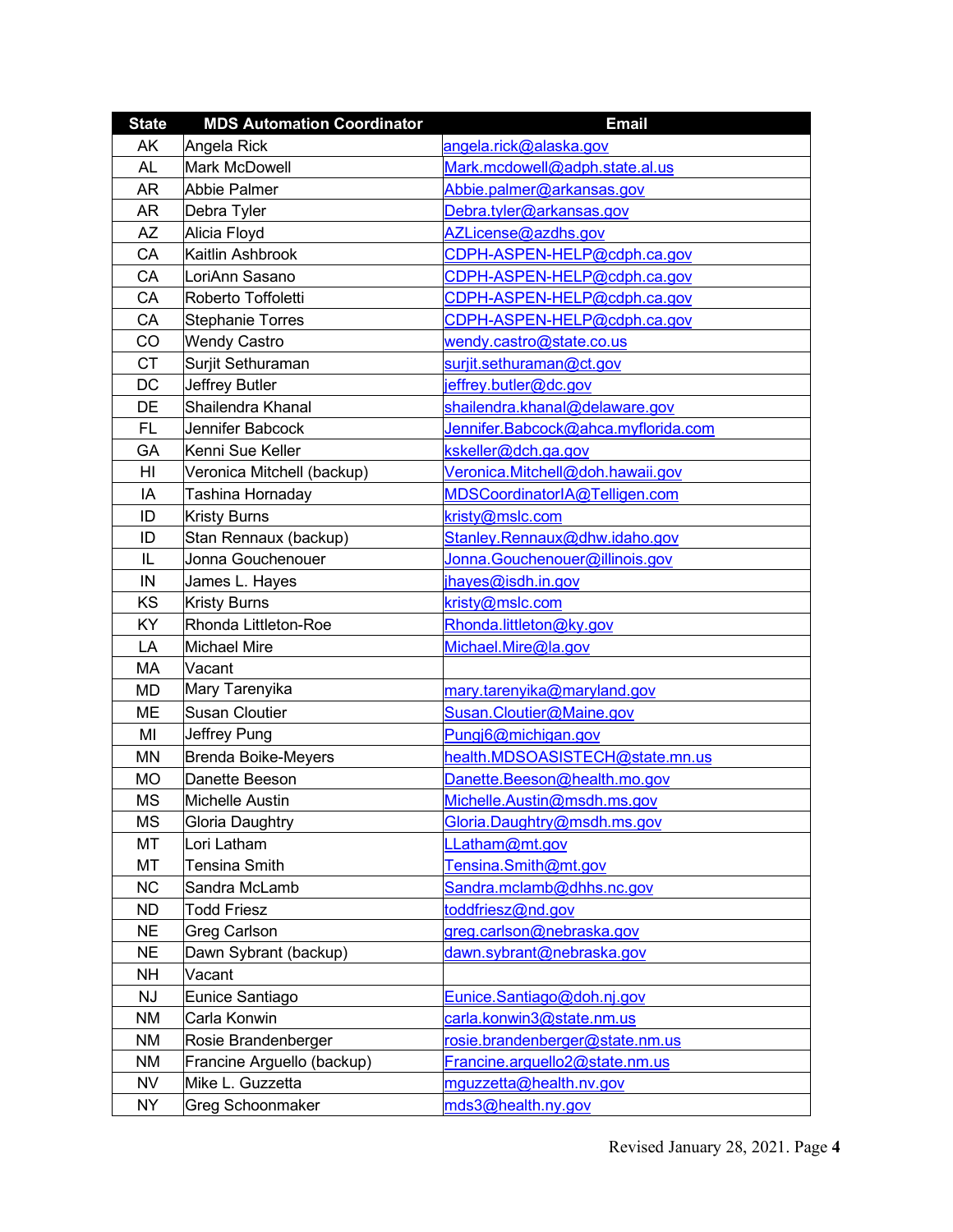| State | MDS Automation Coordinator | Email |
|---|---|---|
| AK | Angela Rick | angela.rick@alaska.gov |
| AL | Mark McDowell | Mark.mcdowell@adph.state.al.us |
| AR | Abbie Palmer | Abbie.palmer@arkansas.gov |
| AR | Debra Tyler | Debra.tyler@arkansas.gov |
| AZ | Alicia Floyd | AZLicense@azdhs.gov |
| CA | Kaitlin Ashbrook | CDPH-ASPEN-HELP@cdph.ca.gov |
| CA | LoriAnn Sasano | CDPH-ASPEN-HELP@cdph.ca.gov |
| CA | Roberto Toffoletti | CDPH-ASPEN-HELP@cdph.ca.gov |
| CA | Stephanie Torres | CDPH-ASPEN-HELP@cdph.ca.gov |
| CO | Wendy Castro | wendy.castro@state.co.us |
| CT | Surjit Sethuraman | surjit.sethuraman@ct.gov |
| DC | Jeffrey Butler | jeffrey.butler@dc.gov |
| DE | Shailendra Khanal | shailendra.khanal@delaware.gov |
| FL | Jennifer Babcock | Jennifer.Babcock@ahca.myflorida.com |
| GA | Kenni Sue Keller | kskeller@dch.ga.gov |
| HI | Veronica Mitchell (backup) | Veronica.Mitchell@doh.hawaii.gov |
| IA | Tashina Hornaday | MDSCoordinatorIA@Telligen.com |
| ID | Kristy Burns | kristy@mslc.com |
| ID | Stan Rennaux (backup) | Stanley.Rennaux@dhw.idaho.gov |
| IL | Jonna Gouchenouer | Jonna.Gouchenouer@illinois.gov |
| IN | James L. Hayes | jhayes@isdh.in.gov |
| KS | Kristy Burns | kristy@mslc.com |
| KY | Rhonda Littleton-Roe | Rhonda.littleton@ky.gov |
| LA | Michael Mire | Michael.Mire@la.gov |
| MA | Vacant | |
| MD | Mary Tarenyika | mary.tarenyika@maryland.gov |
| ME | Susan Cloutier | Susan.Cloutier@Maine.gov |
| MI | Jeffrey Pung | Pungj6@michigan.gov |
| MN | Brenda Boike-Meyers | health.MDSOASISTECH@state.mn.us |
| MO | Danette Beeson | Danette.Beeson@health.mo.gov |
| MS | Michelle Austin | Michelle.Austin@msdh.ms.gov |
| MS | Gloria Daughtry | Gloria.Daughtry@msdh.ms.gov |
| MT | Lori Latham | LLatham@mt.gov |
| MT | Tensina Smith | Tensina.Smith@mt.gov |
| NC | Sandra McLamb | Sandra.mclamb@dhhs.nc.gov |
| ND | Todd Friesz | toddfriesz@nd.gov |
| NE | Greg Carlson | greg.carlson@nebraska.gov |
| NE | Dawn Sybrant (backup) | dawn.sybrant@nebraska.gov |
| NH | Vacant | |
| NJ | Eunice Santiago | Eunice.Santiago@doh.nj.gov |
| NM | Carla Konwin | carla.konwin3@state.nm.us |
| NM | Rosie Brandenberger | rosie.brandenberger@state.nm.us |
| NM | Francine Arguello (backup) | Francine.arguello2@state.nm.us |
| NV | Mike L. Guzzetta | mguzzetta@health.nv.gov |
| NY | Greg Schoonmaker | mds3@health.ny.gov |

Revised January 28, 2021.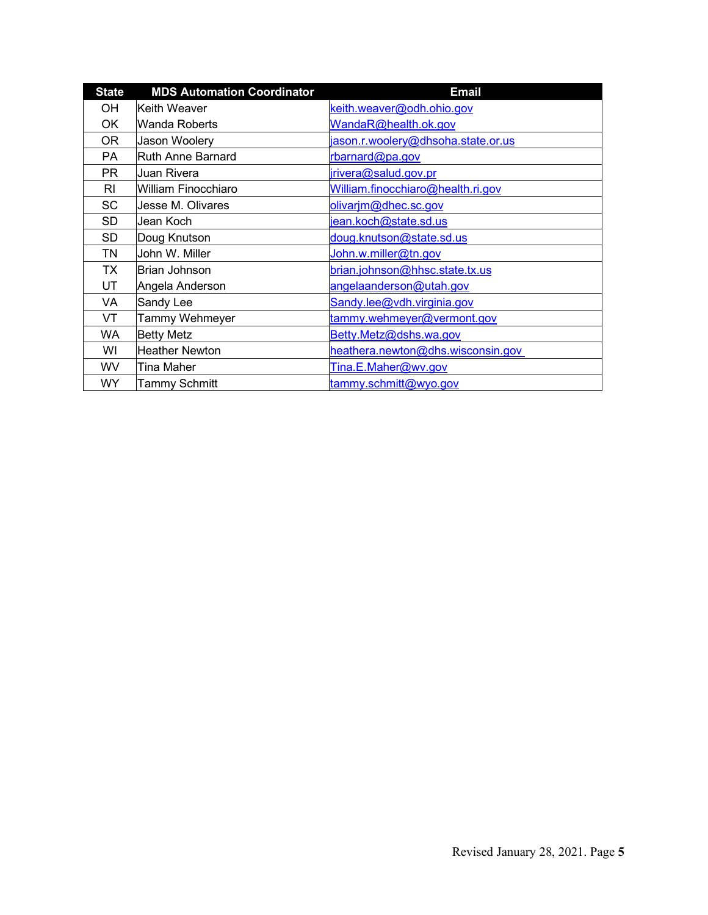| State | MDS Automation Coordinator | Email |
| --- | --- | --- |
| OH | Keith Weaver | keith.weaver@odh.ohio.gov |
| OK | Wanda Roberts | WandaR@health.ok.gov |
| OR | Jason Woolery | jason.r.woolery@dhsoha.state.or.us |
| PA | Ruth Anne Barnard | rbarnard@pa.gov |
| PR | Juan Rivera | jrivera@salud.gov.pr |
| RI | William Finocchiaro | William.finocchiaro@health.ri.gov |
| SC | Jesse M. Olivares | olivarjm@dhec.sc.gov |
| SD | Jean Koch | jean.koch@state.sd.us |
| SD | Doug Knutson | doug.knutson@state.sd.us |
| TN | John W. Miller | John.w.miller@tn.gov |
| TX | Brian Johnson | brian.johnson@hhsc.state.tx.us |
| UT | Angela Anderson | angelaanderson@utah.gov |
| VA | Sandy Lee | Sandy.lee@vdh.virginia.gov |
| VT | Tammy Wehmeyer | tammy.wehmeyer@vermont.gov |
| WA | Betty Metz | Betty.Metz@dshs.wa.gov |
| WI | Heather Newton | heathera.newton@dhs.wisconsin.gov |
| WV | Tina Maher | Tina.E.Maher@wv.gov |
| WY | Tammy Schmitt | tammy.schmitt@wyo.gov |

Revised January 28, 2021.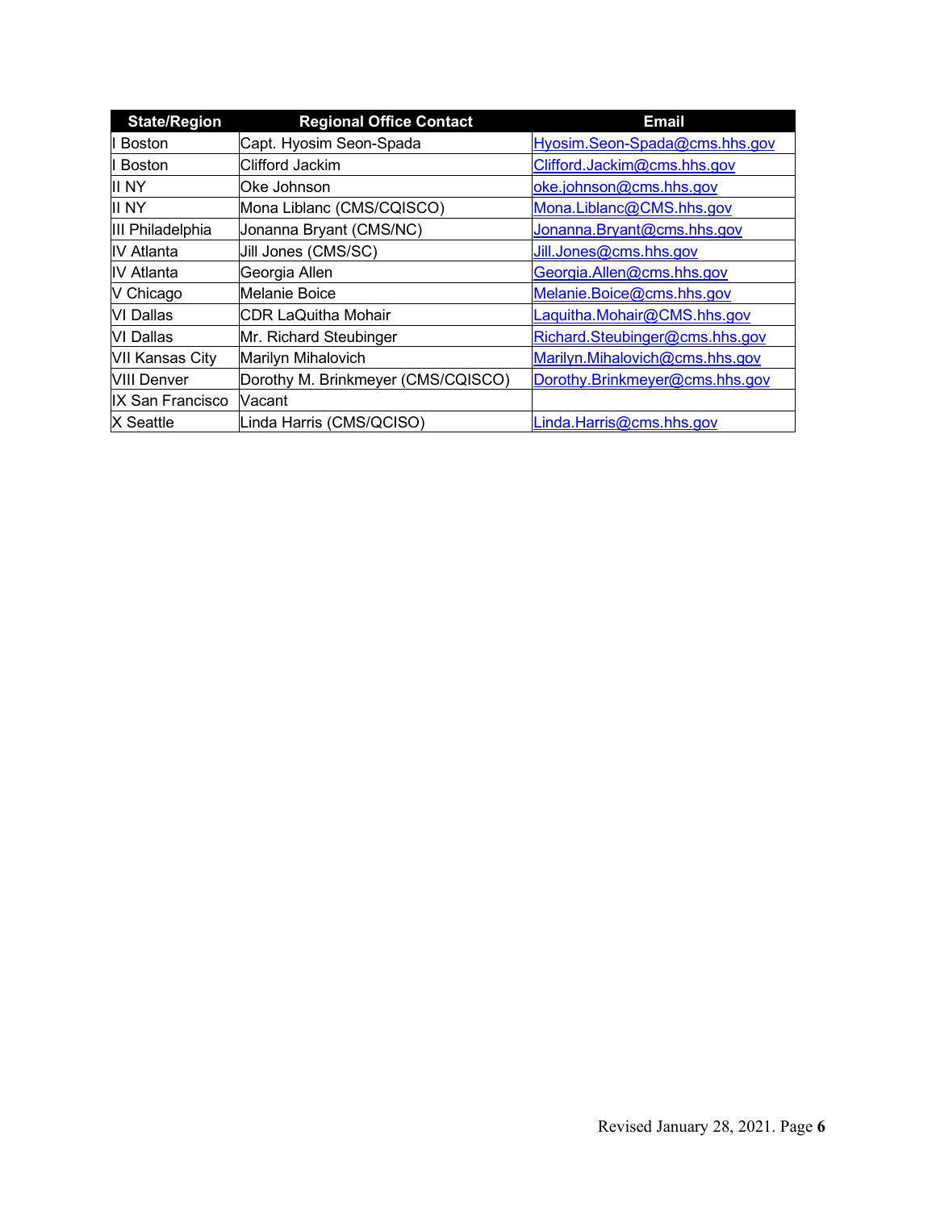| State/Region | Regional Office Contact | Email |
|---|---|---|
| I Boston | Capt. Hyosim Seon-Spada | Hyosim.Seon-Spada@cms.hhs.gov |
| I Boston | Clifford Jackim | Clifford.Jackim@cms.hhs.gov |
| II NY | Oke Johnson | oke.johnson@cms.hhs.gov |
| II NY | Mona Liblanc (CMS/CQISCO) | Mona.Liblanc@CMS.hhs.gov |
| III Philadelphia | Jonanna Bryant (CMS/NC) | Jonanna.Bryant@cms.hhs.gov |
| IV Atlanta | Jill Jones (CMS/SC) | Jill.Jones@cms.hhs.gov |
| IV Atlanta | Georgia Allen | Georgia.Allen@cms.hhs.gov |
| V Chicago | Melanie Boice | Melanie.Boice@cms.hhs.gov |
| VI Dallas | CDR LaQuitha Mohair | Laquitha.Mohair@CMS.hhs.gov |
| VI Dallas | Mr. Richard Steubinger | Richard.Steubinger@cms.hhs.gov |
| VII Kansas City | Marilyn Mihalovich | Marilyn.Mihalovich@cms.hhs.gov |
| VIII Denver | Dorothy M. Brinkmeyer (CMS/CQISCO) | Dorothy.Brinkmeyer@cms.hhs.gov |
| IX San Francisco | Vacant | |
| X Seattle | Linda Harris (CMS/QCISO) | Linda.Harris@cms.hhs.gov |

Revised January 28, 2021.